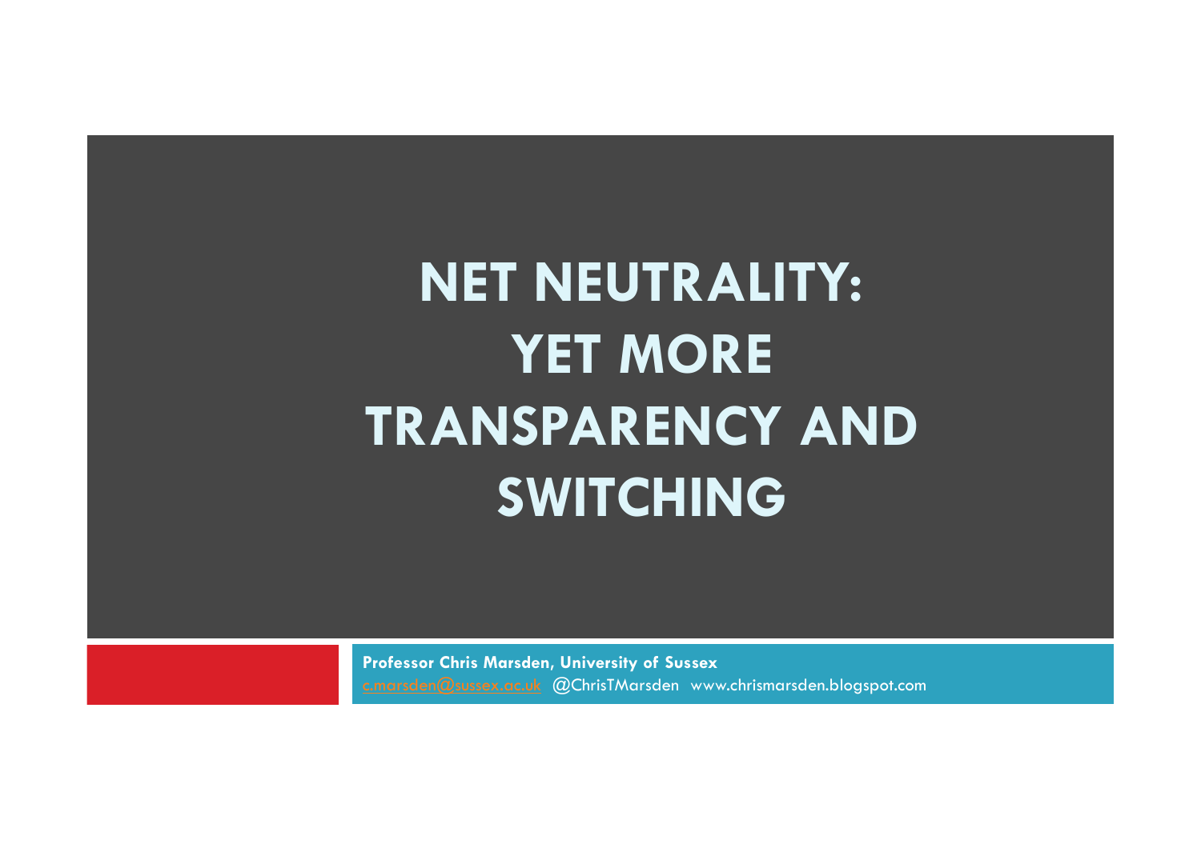# NET NEUTRALITY: YET MORE TRANSPARENCY AND SWITCHING

**Professor Chris Marsden, University of Sussex**

c.marsden@sussex.ac.uk @ChrisTMarsden www.chrismarsden.blogspot.com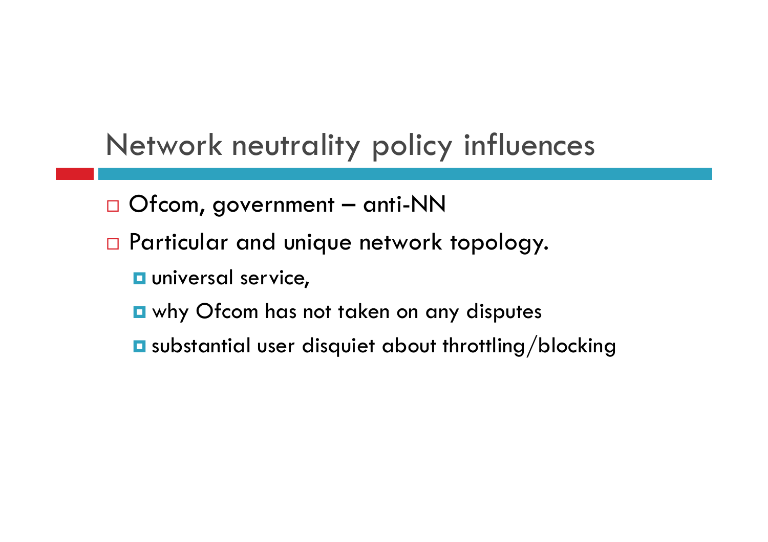# Network neutrality policy influences

- Ofcom, government – anti-NN
- Particular and unique network topology.
  - universal service,
  - why Ofcom has not taken on any disputes
  - substantial user disquiet about throttling/blocking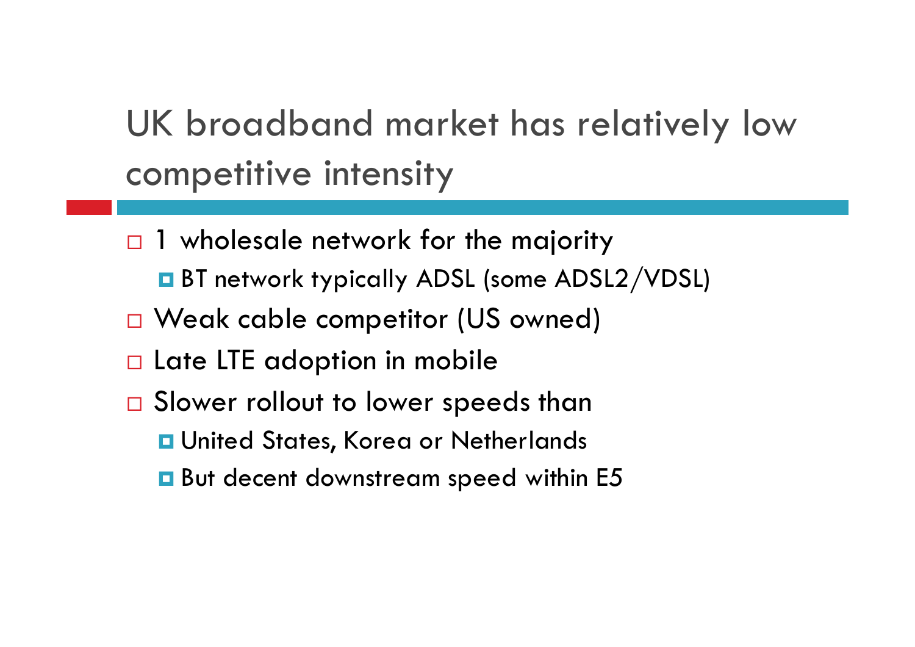# UK broadband market has relatively low competitive intensity

- 1 wholesale network for the majority
  - BT network typically ADSL (some ADSL2/VDSL)
- Weak cable competitor (US owned)
- Late LTE adoption in mobile
- Slower rollout to lower speeds than
  - United States, Korea or Netherlands
  - But decent downstream speed within E5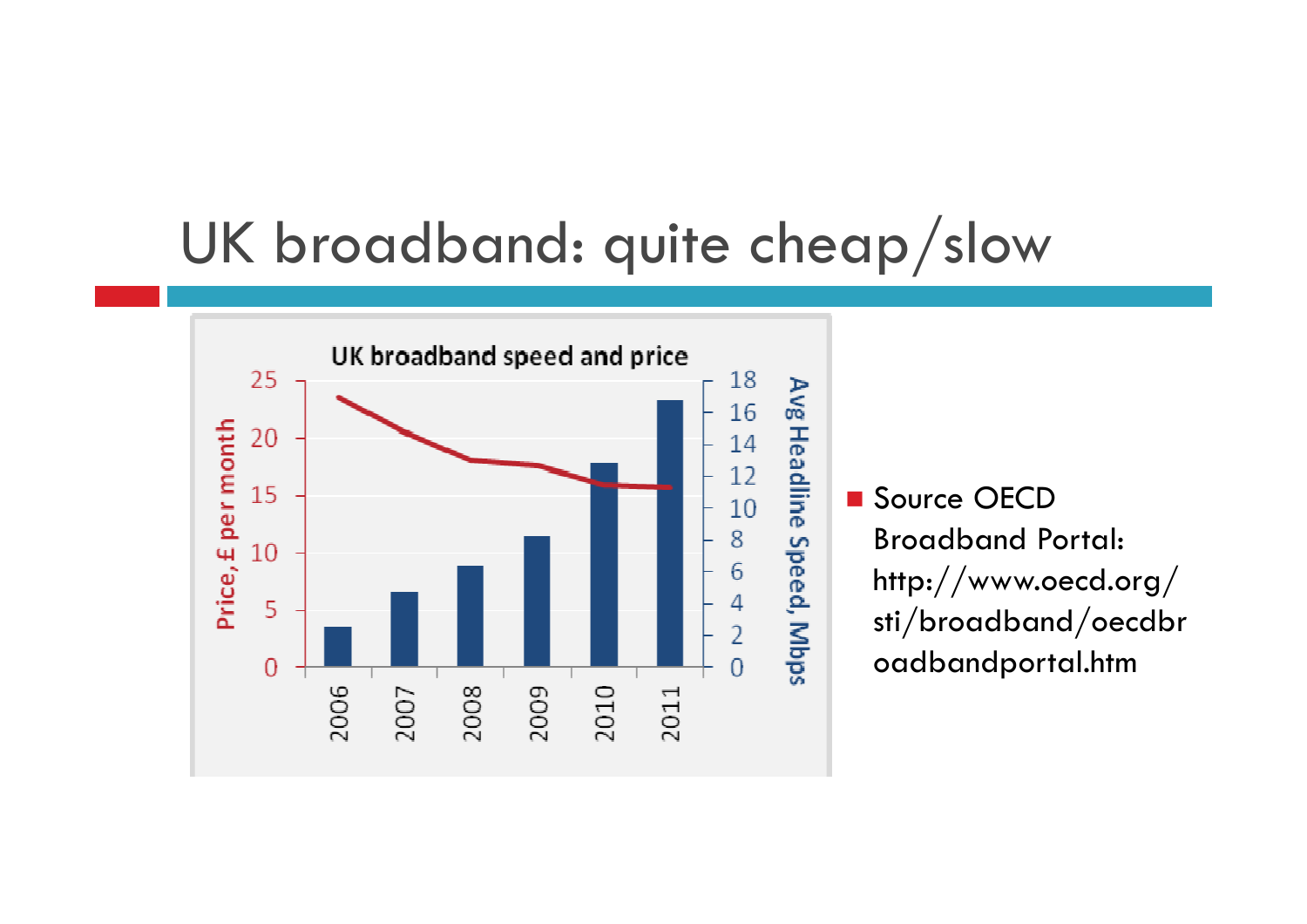# UK broadband: quite cheap/slow

- Source OECD Broadband Portal: http://www.oecd.org/sti/broadband/oecdbroadbandportal.htm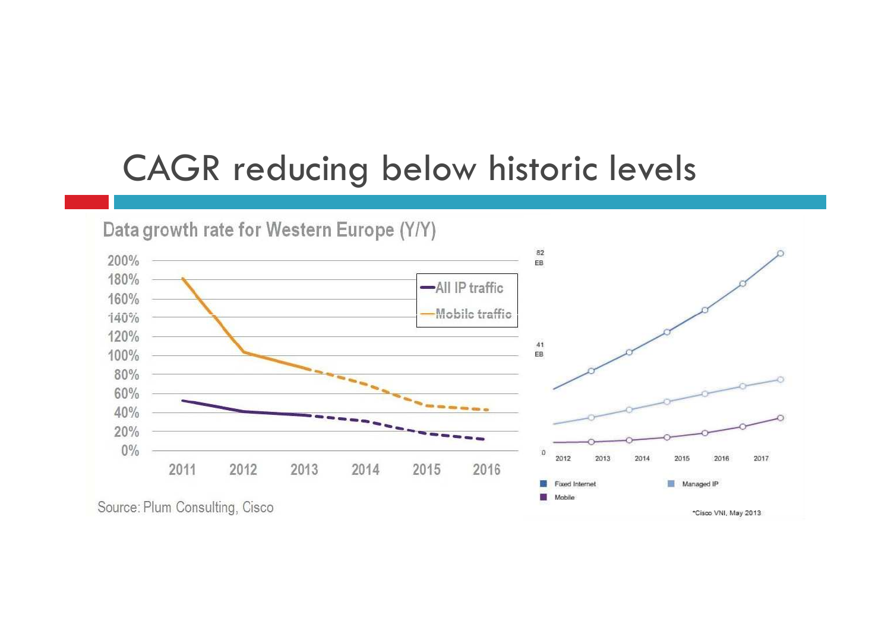# CAGR reducing below historic levels

Data growth rate for Western Europe (Y/Y)

200%
180%
160%
140%
120%
100%
80%
60%
40%
20%
0%

2011 2012 2013 2014 2015 2016

All IP traffic
Mobile traffic

Source: Plum Consulting, Cisco

82 EB
41 EB
0

2012 2013 2014 2015 2016 2017

Fixed Internet
Managed IP
Mobile

*Cisco VNI, May 2013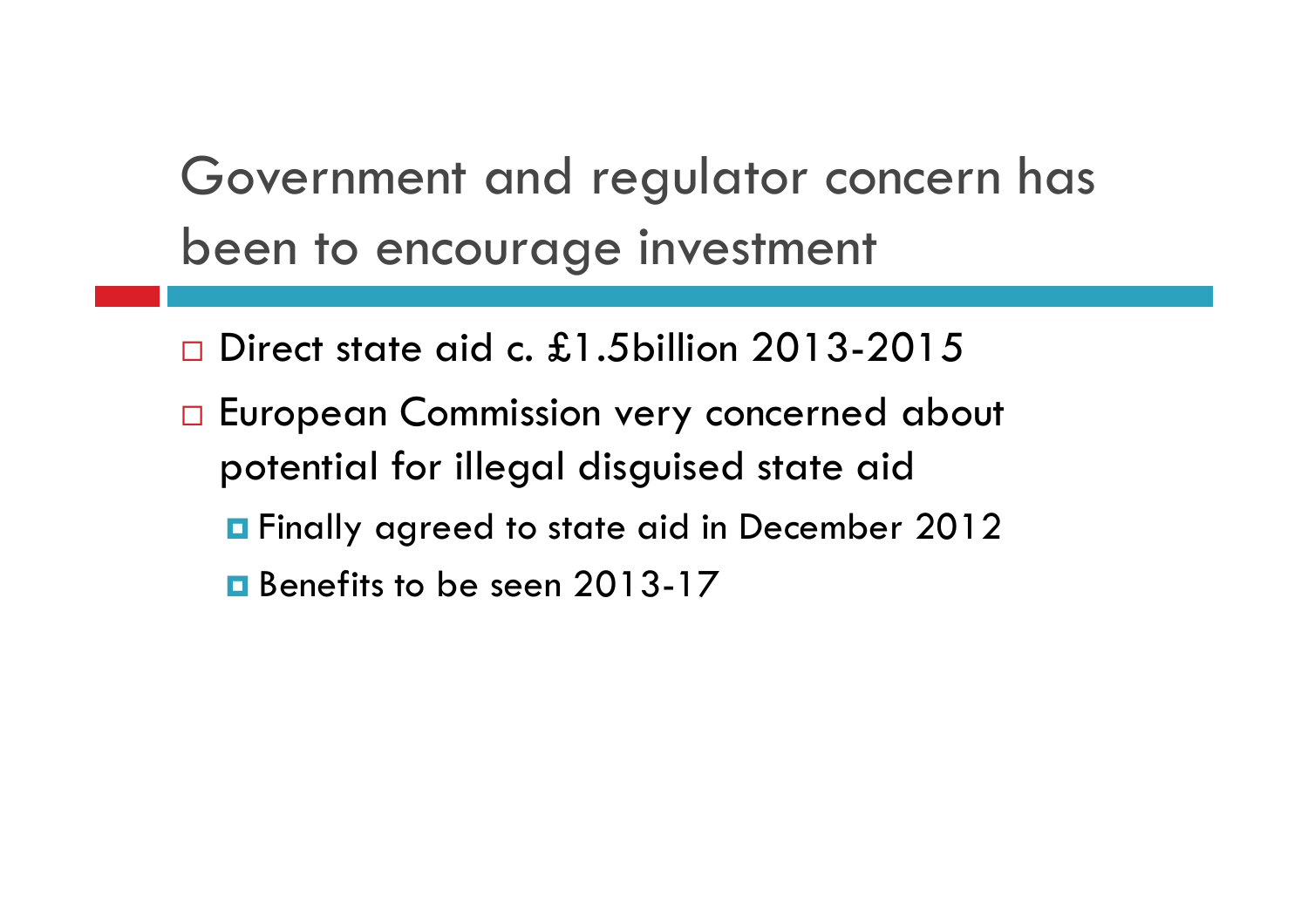# Government and regulator concern has been to encourage investment

- Direct state aid c. £1.5billion 2013-2015
- European Commission very concerned about potential for illegal disguised state aid
  - Finally agreed to state aid in December 2012
  - Benefits to be seen 2013-17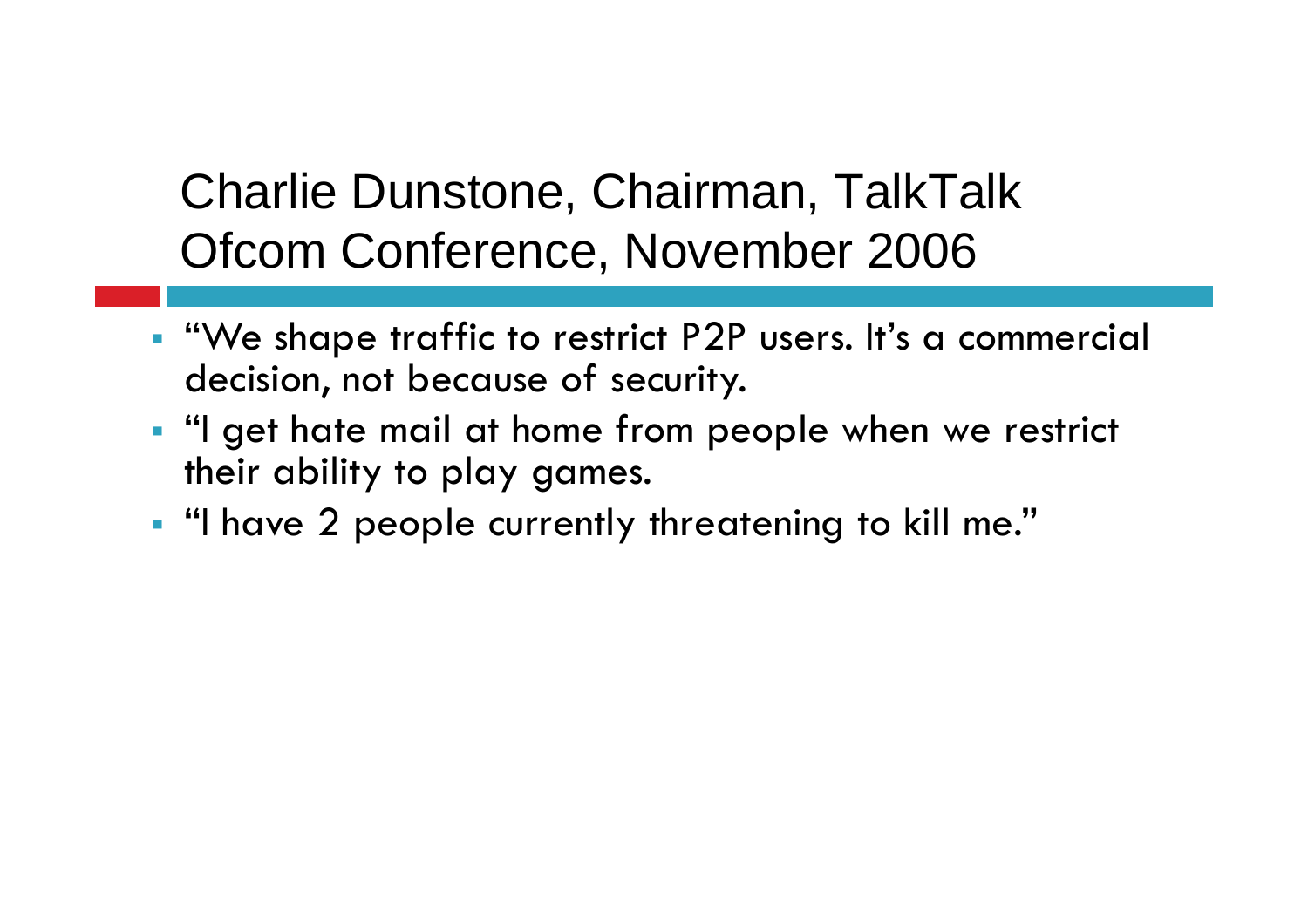# Charlie Dunstone, Chairman, TalkTalk Ofcom Conference, November 2006

- "We shape traffic to restrict P2P users. It's a commercial decision, not because of security.
- "I get hate mail at home from people when we restrict their ability to play games.
- "I have 2 people currently threatening to kill me."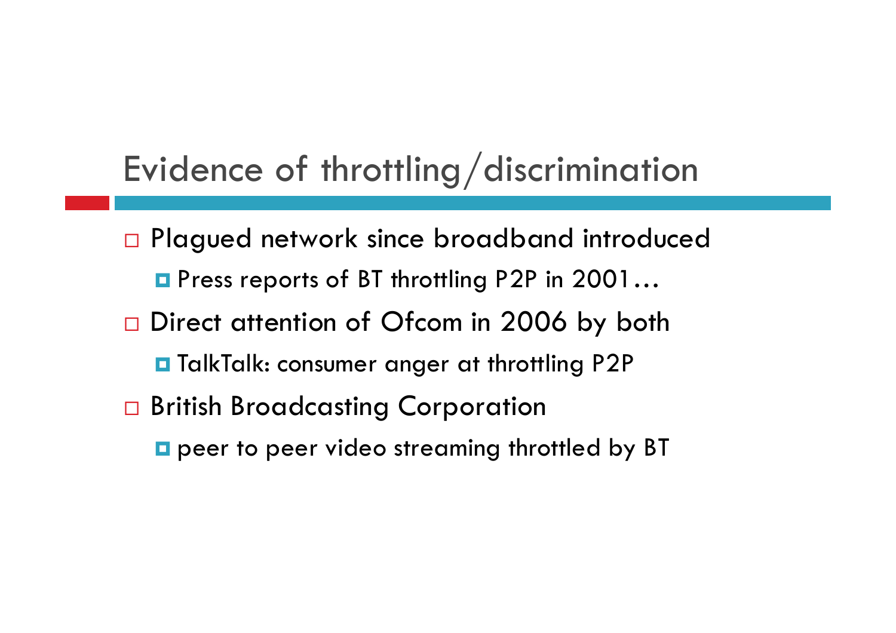# Evidence of throttling/discrimination

- Plagued network since broadband introduced
  - Press reports of BT throttling P2P in 2001…
- Direct attention of Ofcom in 2006 by both
  - TalkTalk: consumer anger at throttling P2P
- British Broadcasting Corporation
  - peer to peer video streaming throttled by BT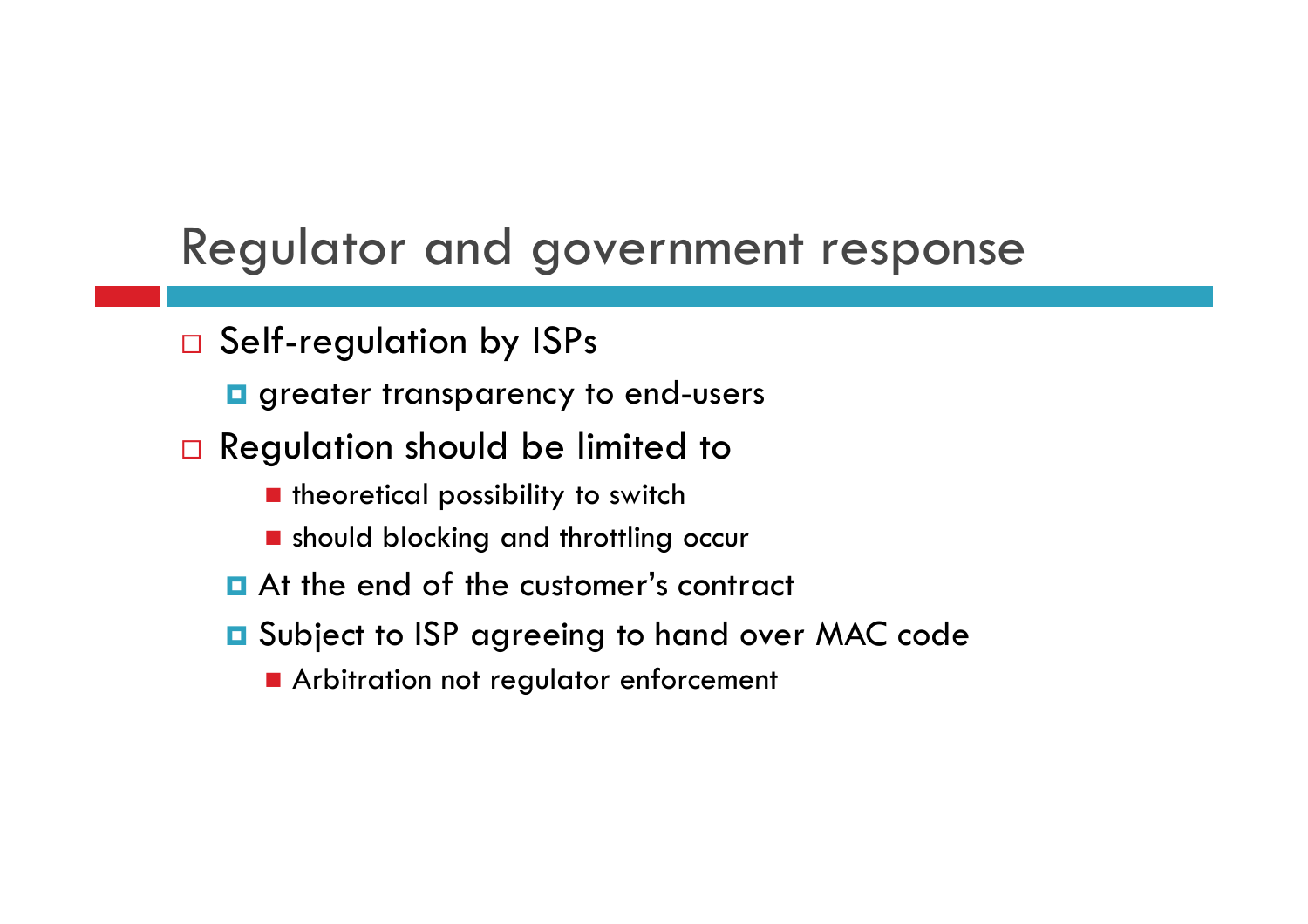# Regulator and government response

- Self-regulation by ISPs
  - greater transparency to end-users
- Regulation should be limited to
    - theoretical possibility to switch
    - should blocking and throttling occur
  - At the end of the customer’s contract
  - Subject to ISP agreeing to hand over MAC code
    - Arbitration not regulator enforcement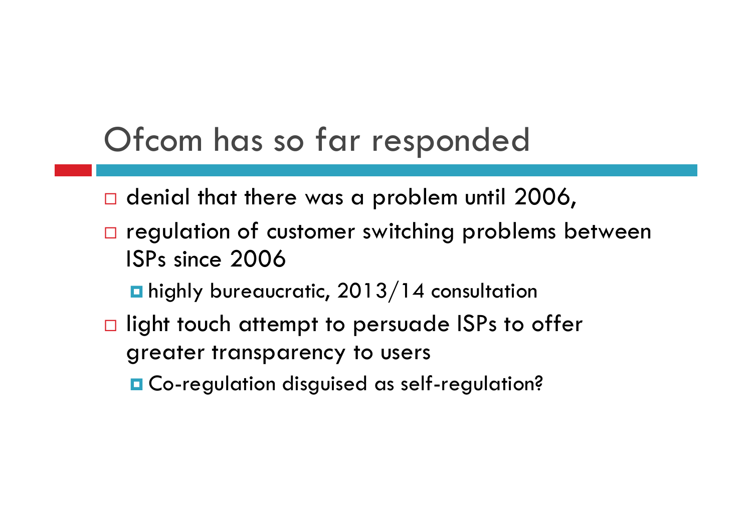# Ofcom has so far responded

- denial that there was a problem until 2006,
- regulation of customer switching problems between ISPs since 2006
  - highly bureaucratic, 2013/14 consultation
- light touch attempt to persuade ISPs to offer greater transparency to users
  - Co-regulation disguised as self-regulation?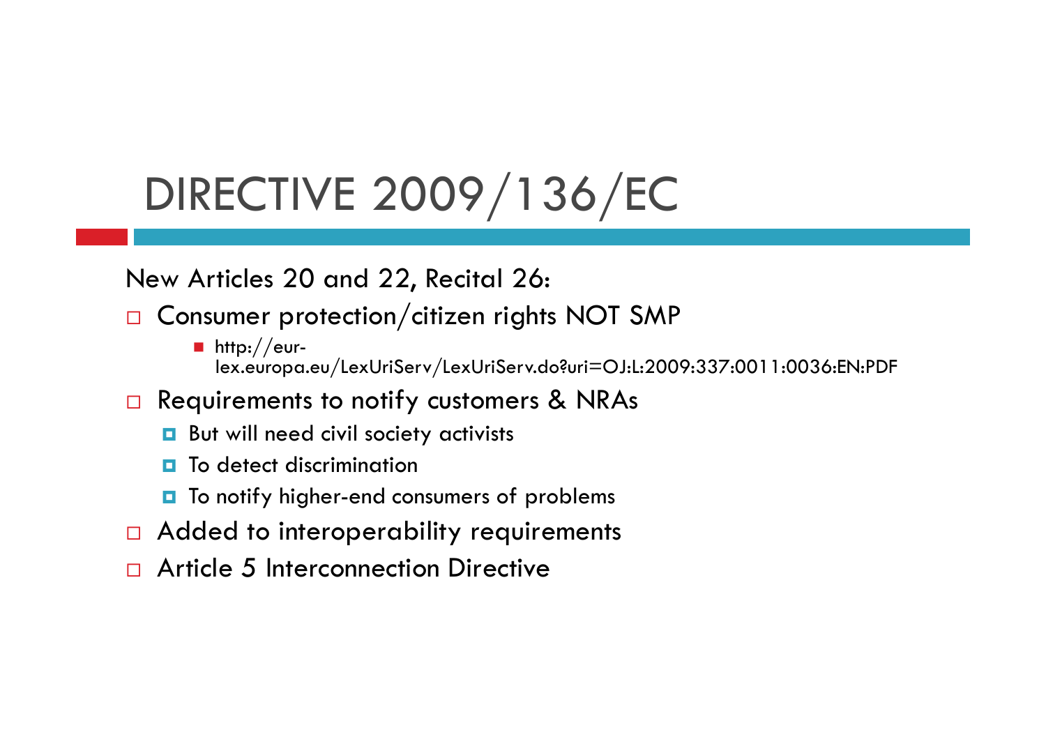# DIRECTIVE 2009/136/EC

New Articles 20 and 22, Recital 26:

- Consumer protection/citizen rights NOT SMP
  - http://eur-lex.europa.eu/LexUriServ/LexUriServ.do?uri=OJ:L:2009:337:0011:0036:EN:PDF
- Requirements to notify customers & NRAs
  - But will need civil society activists
  - To detect discrimination
  - To notify higher-end consumers of problems
- Added to interoperability requirements
- Article 5 Interconnection Directive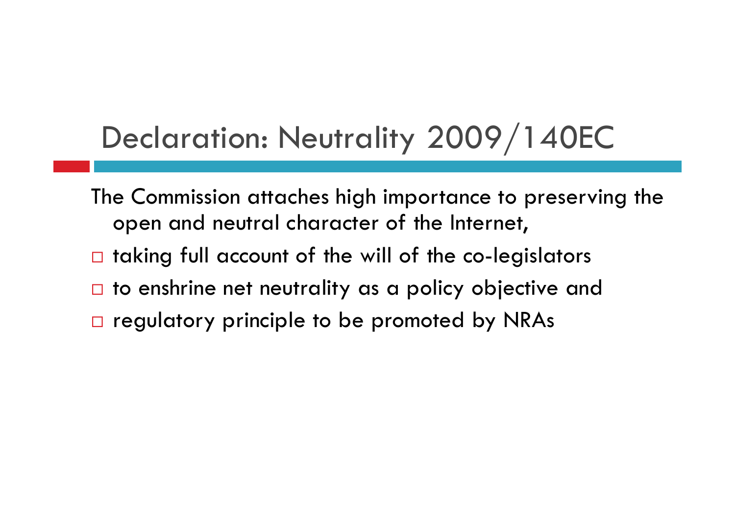# Declaration: Neutrality 2009/140EC

The Commission attaches high importance to preserving the open and neutral character of the Internet,

- taking full account of the will of the co-legislators
- to enshrine net neutrality as a policy objective and
- regulatory principle to be promoted by NRAs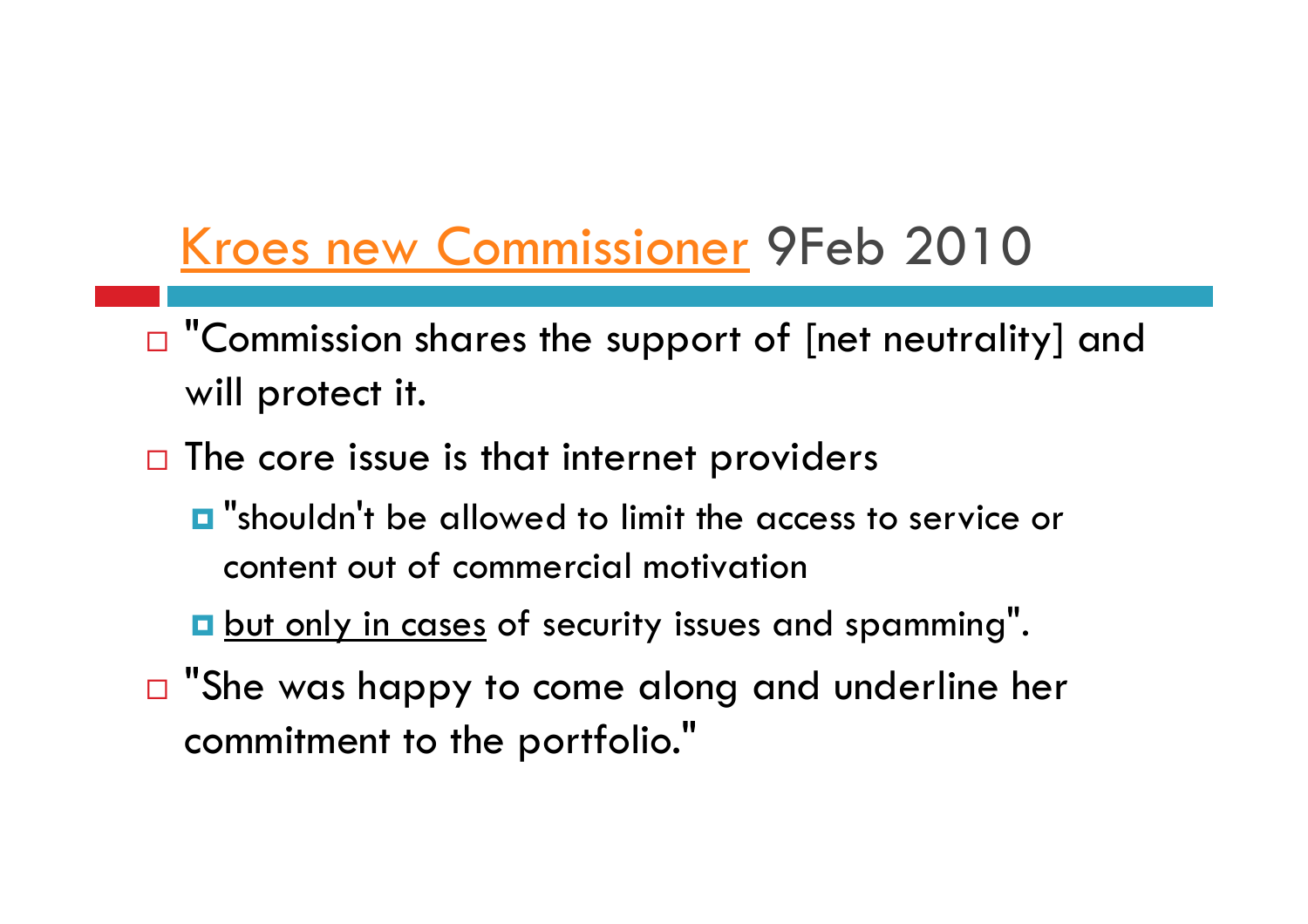# Kroes new Commissioner 9Feb 2010

- "Commission shares the support of [net neutrality] and will protect it.
- The core issue is that internet providers
  - "shouldn't be allowed to limit the access to service or content out of commercial motivation
  - but only in cases of security issues and spamming".
- "She was happy to come along and underline her commitment to the portfolio."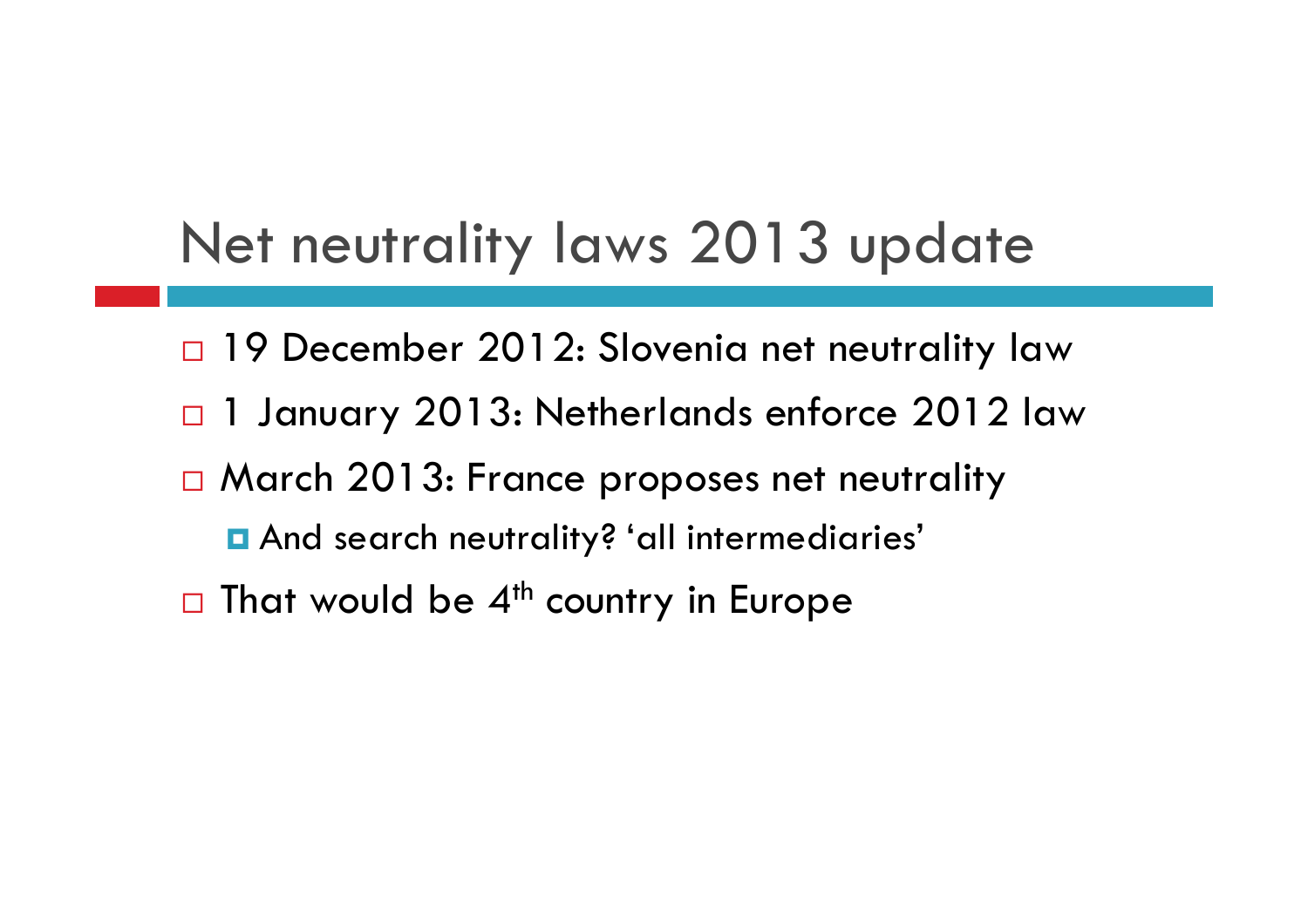# Net neutrality laws 2013 update

- 19 December 2012: Slovenia net neutrality law
- 1 January 2013: Netherlands enforce 2012 law
- March 2013: France proposes net neutrality
  - And search neutrality? 'all intermediaries'
- That would be 4th country in Europe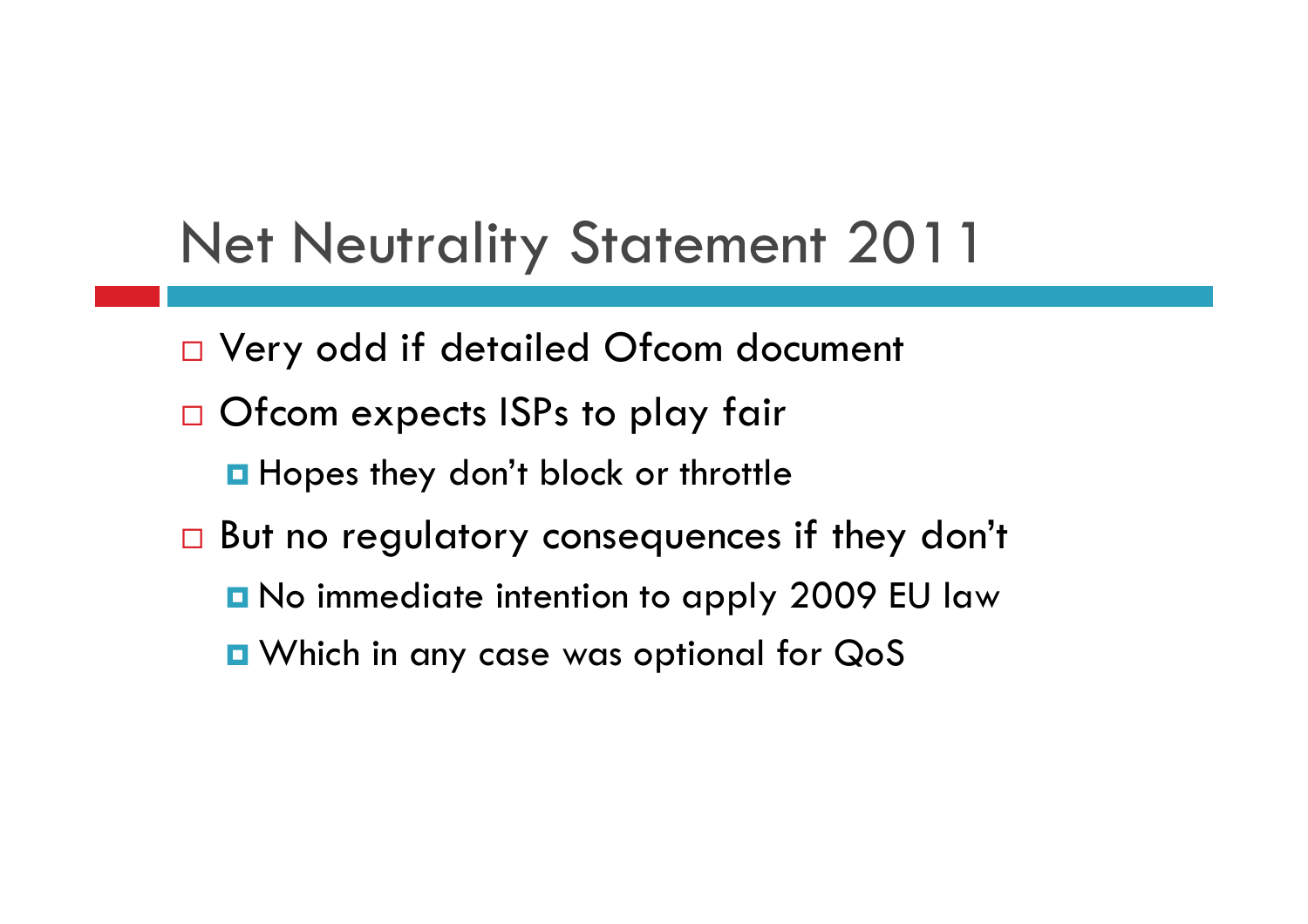# Net Neutrality Statement 2011

- Very odd if detailed Ofcom document
- Ofcom expects ISPs to play fair
  - Hopes they don't block or throttle
- But no regulatory consequences if they don't
  - No immediate intention to apply 2009 EU law
  - Which in any case was optional for QoS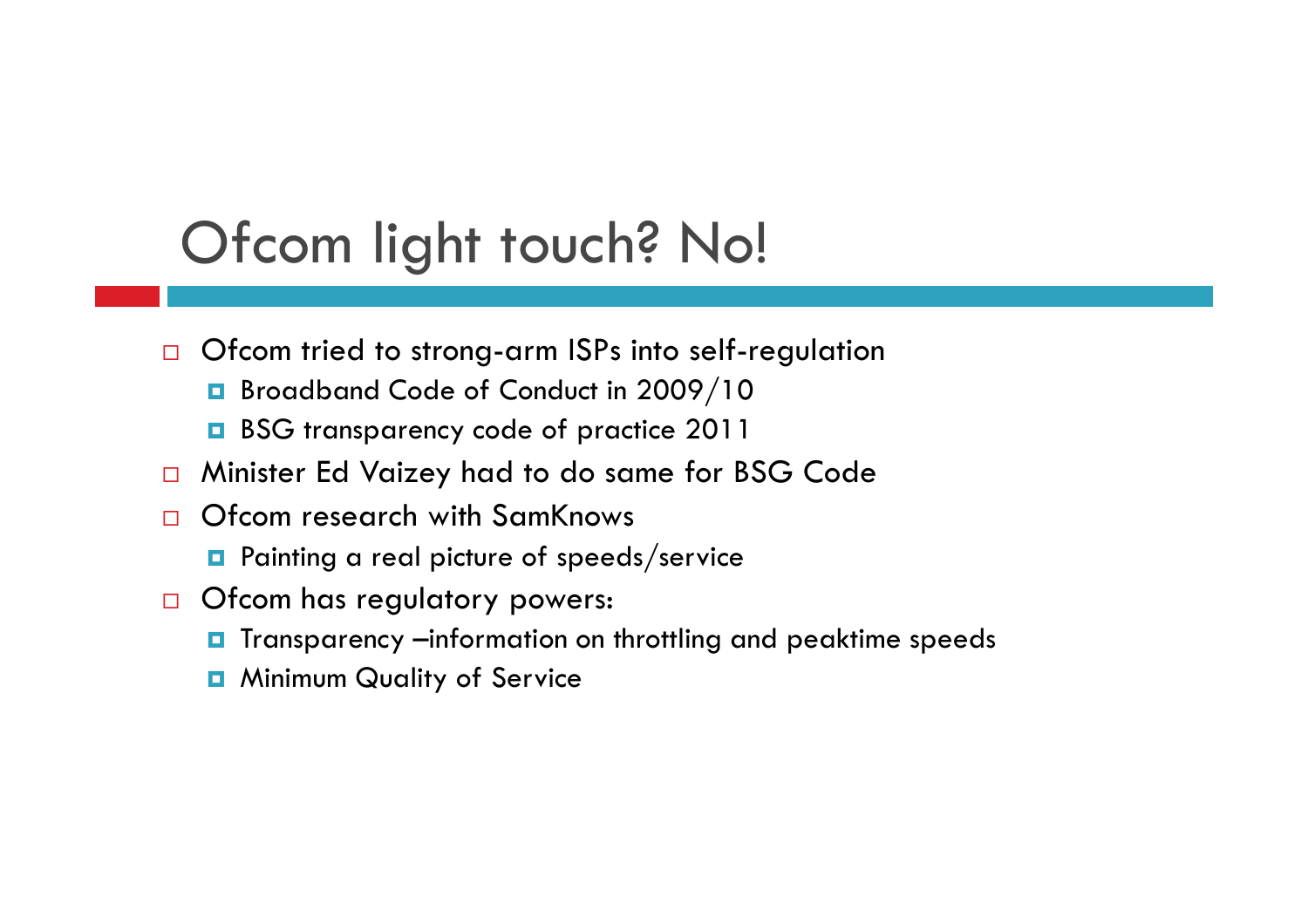# Ofcom light touch? No!

- Ofcom tried to strong-arm ISPs into self-regulation
  - Broadband Code of Conduct in 2009/10
  - BSG transparency code of practice 2011
- Minister Ed Vaizey had to do same for BSG Code
- Ofcom research with SamKnows
  - Painting a real picture of speeds/service
- Ofcom has regulatory powers:
  - Transparency –information on throttling and peaktime speeds
  - Minimum Quality of Service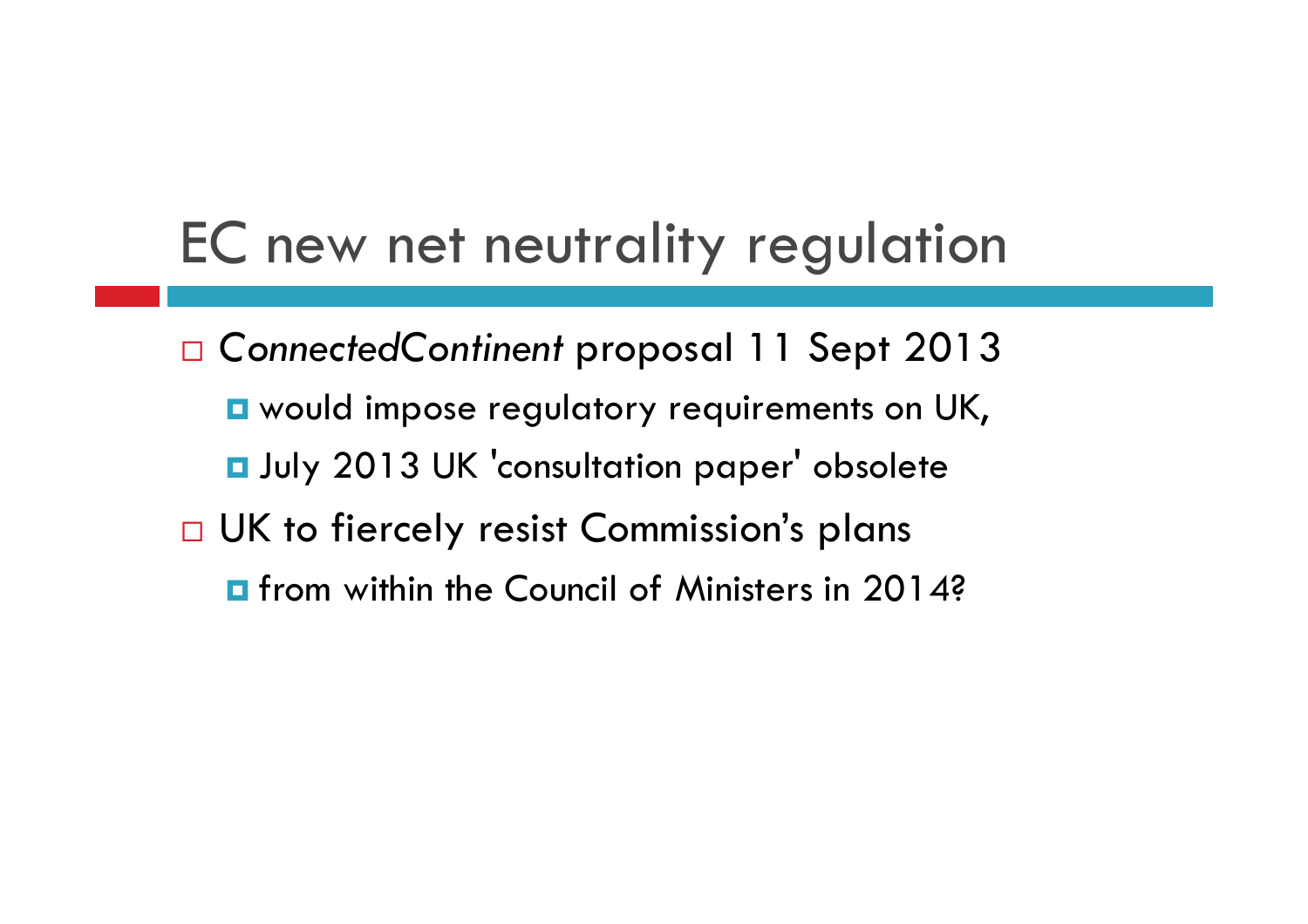# EC new net neutrality regulation

- *ConnectedContinent* proposal 11 Sept 2013
  - would impose regulatory requirements on UK,
  - July 2013 UK 'consultation paper' obsolete
- UK to fiercely resist Commission's plans
  - from within the Council of Ministers in 2014?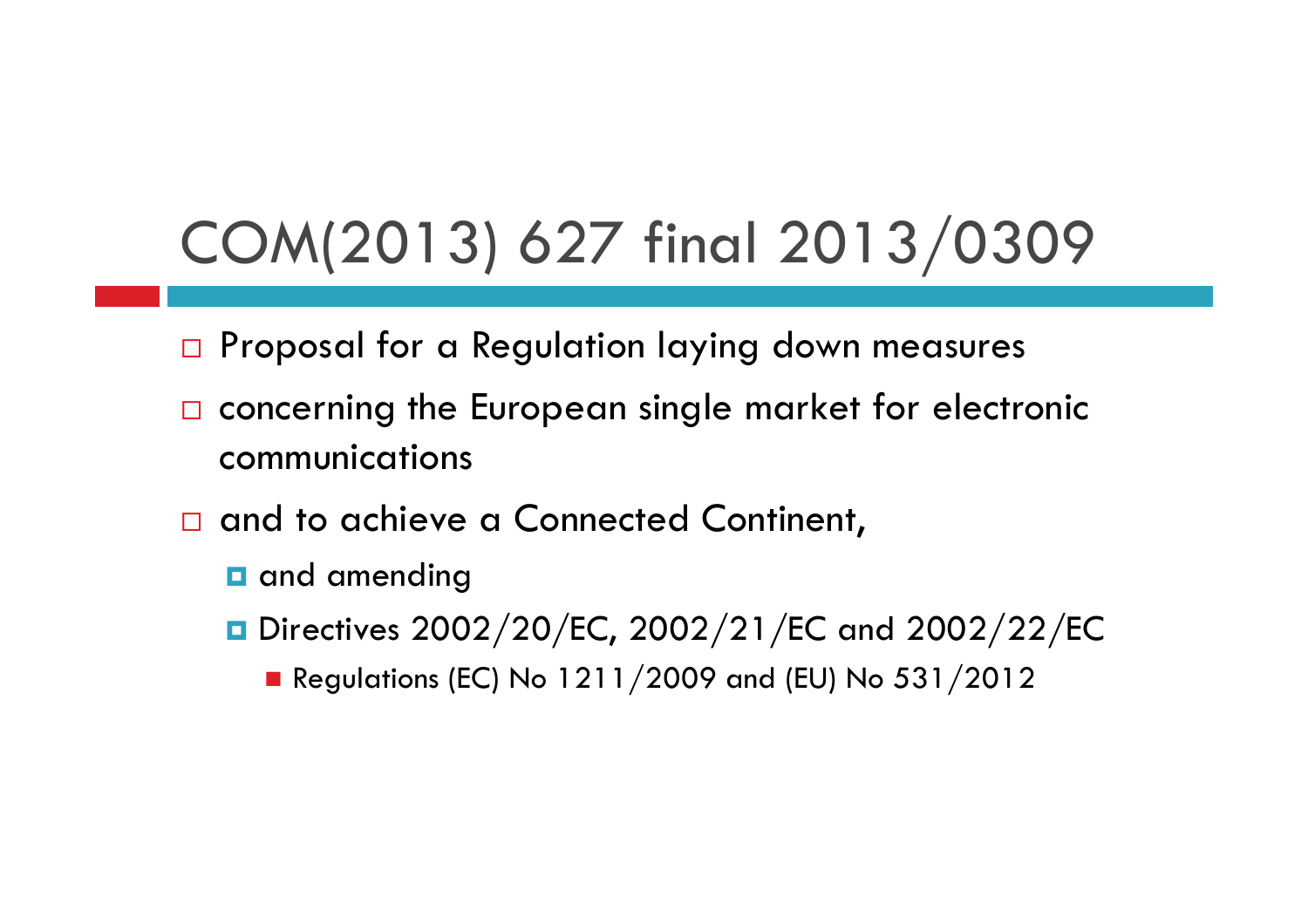# COM(2013) 627 final 2013/0309

- Proposal for a Regulation laying down measures
- concerning the European single market for electronic communications
- and to achieve a Connected Continent,
  - and amending
  - Directives 2002/20/EC, 2002/21/EC and 2002/22/EC
    - Regulations (EC) No 1211/2009 and (EU) No 531/2012